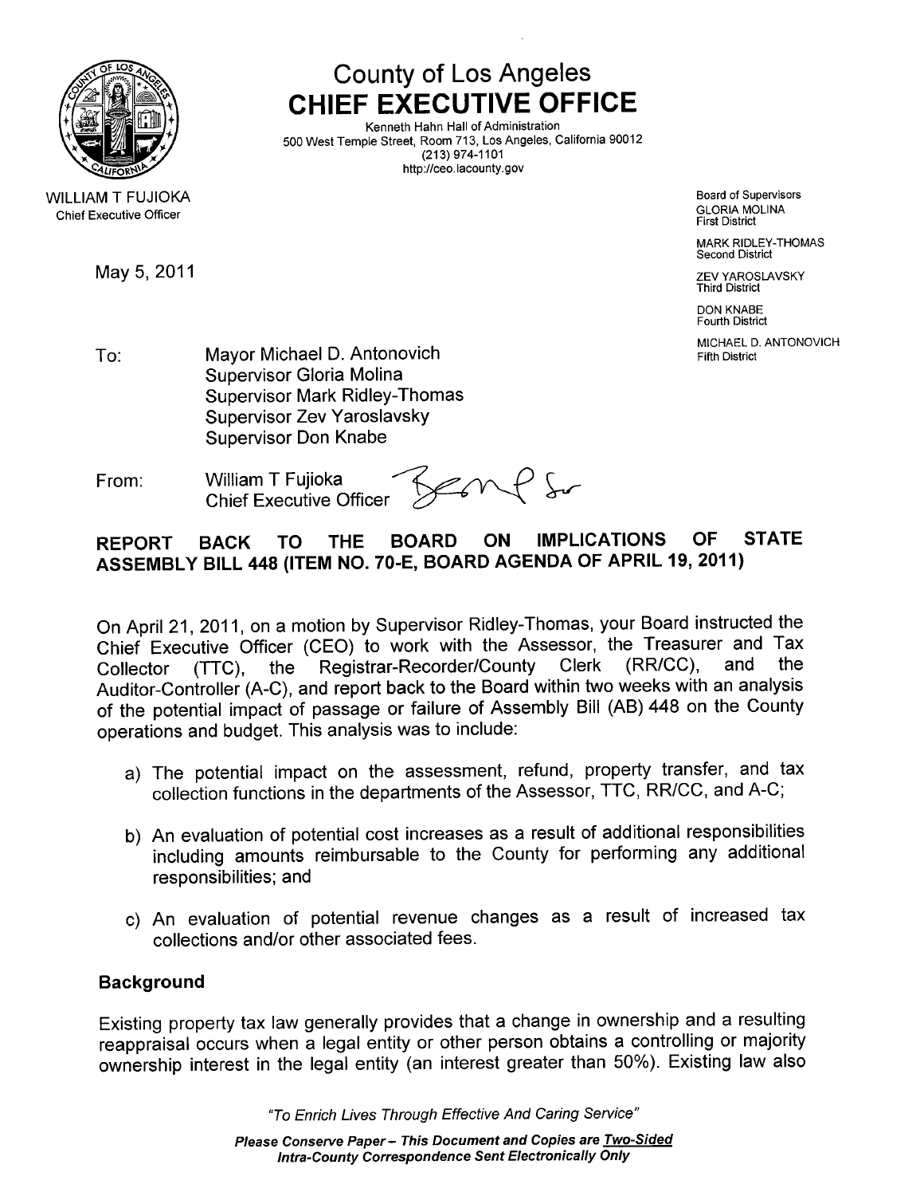# County of Los Angeles
## CHIEF EXECUTIVE OFFICE

Kenneth Hahn Hall of Administration
500 West Temple Street, Room 713, Los Angeles, California 90012
(213) 974-1101
http://ceo.lacounty.gov

WILLIAM T FUJIOKA
Chief Executive Officer

Board of Supervisors
GLORIA MOLINA
First District

MARK RIDLEY-THOMAS
Second District

ZEV YAROSLAVSKY
Third District

DON KNABE
Fourth District

MICHAEL D. ANTONOVICH
Fifth District

May 5, 2011

To: Mayor Michael D. Antonovich
Supervisor Gloria Molina
Supervisor Mark Ridley-Thomas
Supervisor Zev Yaroslavsky
Supervisor Don Knabe

From: William T Fujioka
Chief Executive Officer

**REPORT BACK TO THE BOARD ON IMPLICATIONS OF STATE ASSEMBLY BILL 448 (ITEM NO. 70-E, BOARD AGENDA OF APRIL 19, 2011)**

On April 21, 2011, on a motion by Supervisor Ridley-Thomas, your Board instructed the Chief Executive Officer (CEO) to work with the Assessor, the Treasurer and Tax Collector (TTC), the Registrar-Recorder/County Clerk (RR/CC), and the Auditor-Controller (A-C), and report back to the Board within two weeks with an analysis of the potential impact of passage or failure of Assembly Bill (AB) 448 on the County operations and budget. This analysis was to include:

a) The potential impact on the assessment, refund, property transfer, and tax collection functions in the departments of the Assessor, TTC, RR/CC, and A-C;

b) An evaluation of potential cost increases as a result of additional responsibilities including amounts reimbursable to the County for performing any additional responsibilities; and

c) An evaluation of potential revenue changes as a result of increased tax collections and/or other associated fees.

### Background

Existing property tax law generally provides that a change in ownership and a resulting reappraisal occurs when a legal entity or other person obtains a controlling or majority ownership interest in the legal entity (an interest greater than 50%). Existing law also

*"To Enrich Lives Through Effective And Caring Service"*

***Please Conserve Paper – This Document and Copies are Two-Sided***
***Intra-County Correspondence Sent Electronically Only***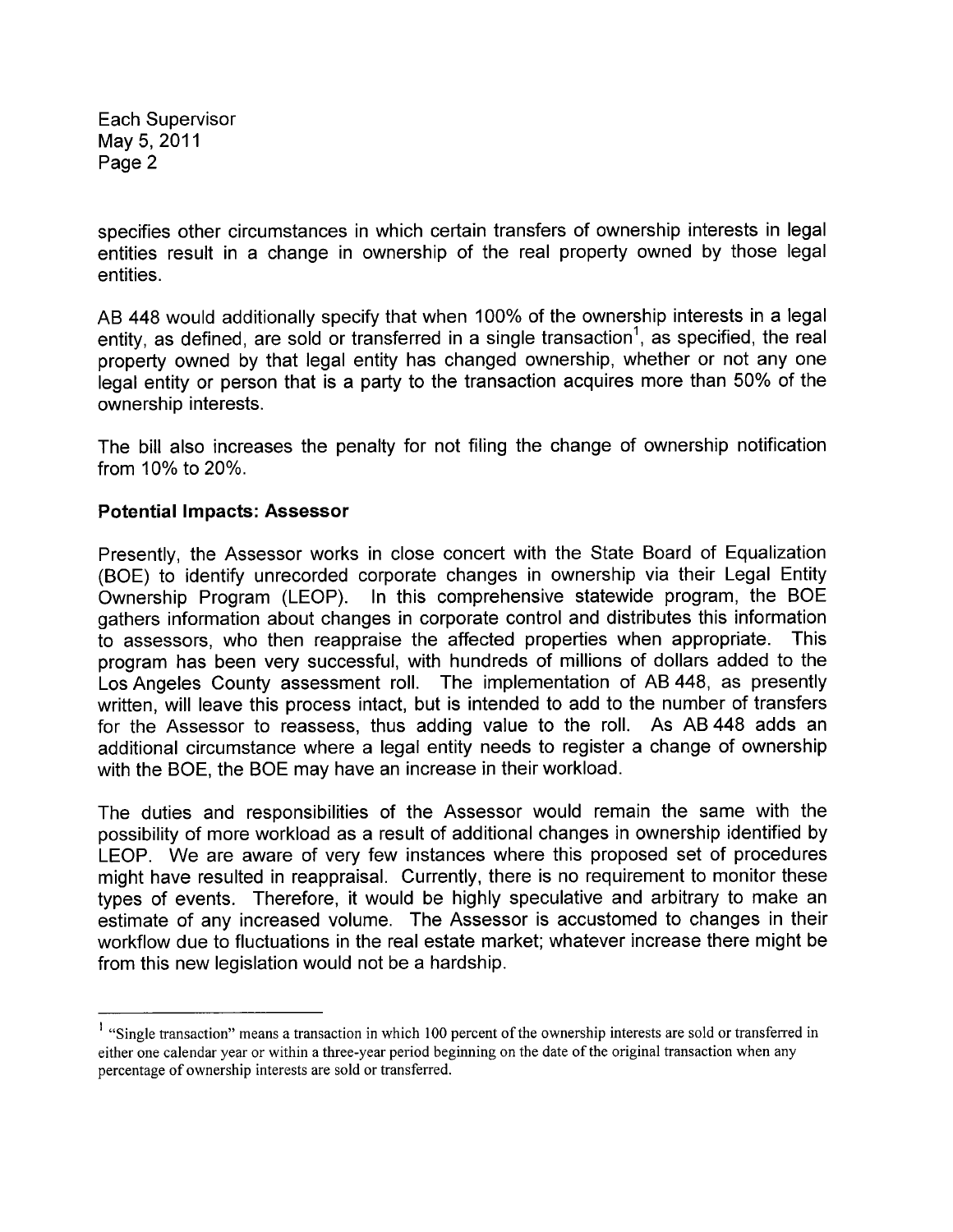specifies other circumstances in which certain transfers of ownership interests in legal entities result in a change in ownership of the real property owned by those legal entities.

AB 448 would additionally specify that when 100% of the ownership interests in a legal entity, as defined, are sold or transferred in a single transaction[1], as specified, the real property owned by that legal entity has changed ownership, whether or not any one legal entity or person that is a party to the transaction acquires more than 50% of the ownership interests.

The bill also increases the penalty for not filing the change of ownership notification from 10% to 20%.

**Potential Impacts: Assessor**

Presently, the Assessor works in close concert with the State Board of Equalization (BOE) to identify unrecorded corporate changes in ownership via their Legal Entity Ownership Program (LEOP). In this comprehensive statewide program, the BOE gathers information about changes in corporate control and distributes this information to assessors, who then reappraise the affected properties when appropriate. This program has been very successful, with hundreds of millions of dollars added to the Los Angeles County assessment roll. The implementation of AB 448, as presently written, will leave this process intact, but is intended to add to the number of transfers for the Assessor to reassess, thus adding value to the roll. As AB 448 adds an additional circumstance where a legal entity needs to register a change of ownership with the BOE, the BOE may have an increase in their workload.

The duties and responsibilities of the Assessor would remain the same with the possibility of more workload as a result of additional changes in ownership identified by LEOP. We are aware of very few instances where this proposed set of procedures might have resulted in reappraisal. Currently, there is no requirement to monitor these types of events. Therefore, it would be highly speculative and arbitrary to make an estimate of any increased volume. The Assessor is accustomed to changes in their workflow due to fluctuations in the real estate market; whatever increase there might be from this new legislation would not be a hardship.

---

[1] "Single transaction" means a transaction in which 100 percent of the ownership interests are sold or transferred in either one calendar year or within a three-year period beginning on the date of the original transaction when any percentage of ownership interests are sold or transferred.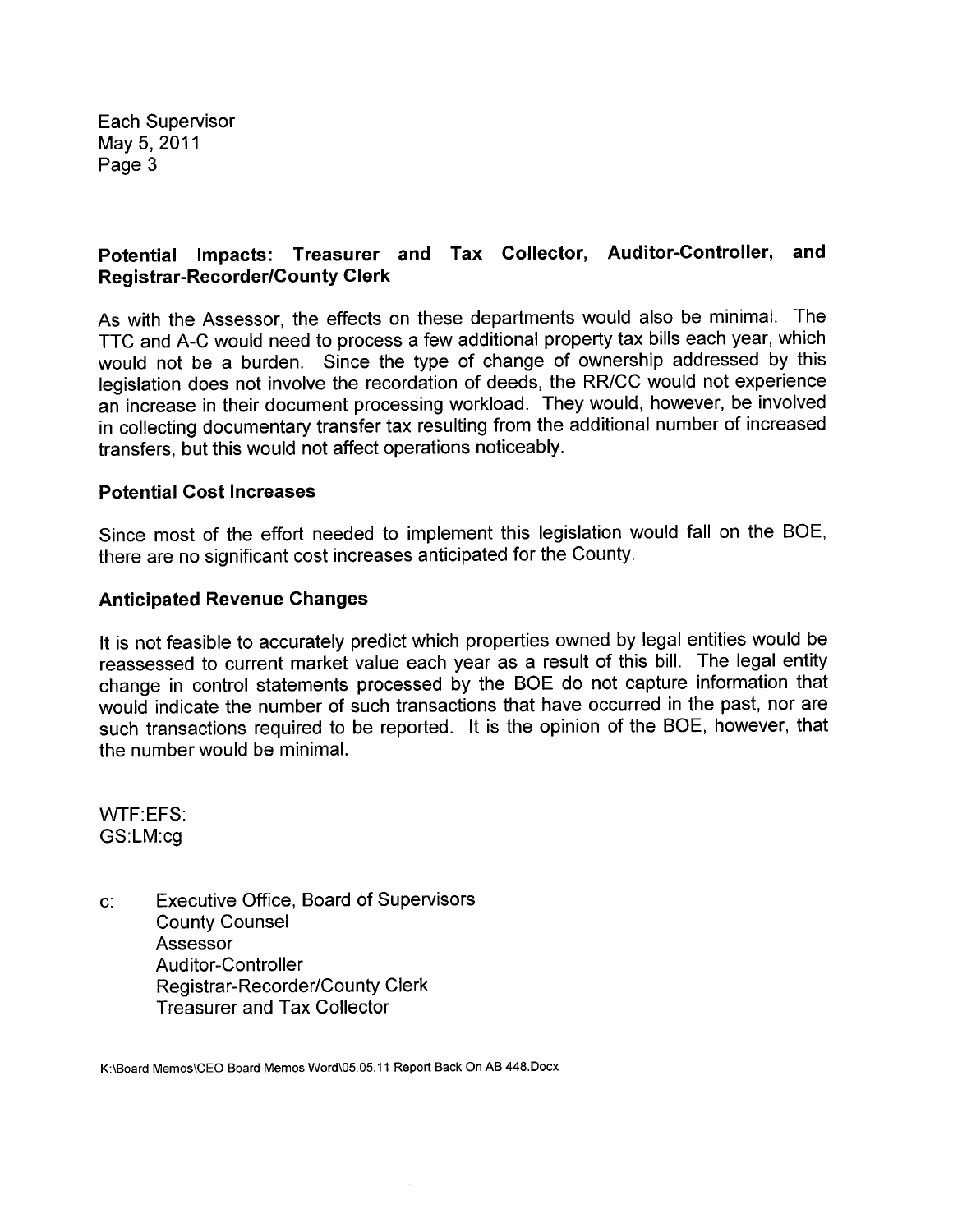## Potential Impacts: Treasurer and Tax Collector, Auditor-Controller, and Registrar-Recorder/County Clerk

As with the Assessor, the effects on these departments would also be minimal. The TTC and A-C would need to process a few additional property tax bills each year, which would not be a burden. Since the type of change of ownership addressed by this legislation does not involve the recordation of deeds, the RR/CC would not experience an increase in their document processing workload. They would, however, be involved in collecting documentary transfer tax resulting from the additional number of increased transfers, but this would not affect operations noticeably.

## Potential Cost Increases

Since most of the effort needed to implement this legislation would fall on the BOE, there are no significant cost increases anticipated for the County.

## Anticipated Revenue Changes

It is not feasible to accurately predict which properties owned by legal entities would be reassessed to current market value each year as a result of this bill. The legal entity change in control statements processed by the BOE do not capture information that would indicate the number of such transactions that have occurred in the past, nor are such transactions required to be reported. It is the opinion of the BOE, however, that the number would be minimal.

WTF:EFS:
GS:LM:cg

c: Executive Office, Board of Supervisors
County Counsel
Assessor
Auditor-Controller
Registrar-Recorder/County Clerk
Treasurer and Tax Collector

K:\Board Memos\CEO Board Memos Word\05.05.11 Report Back On AB 448.Docx